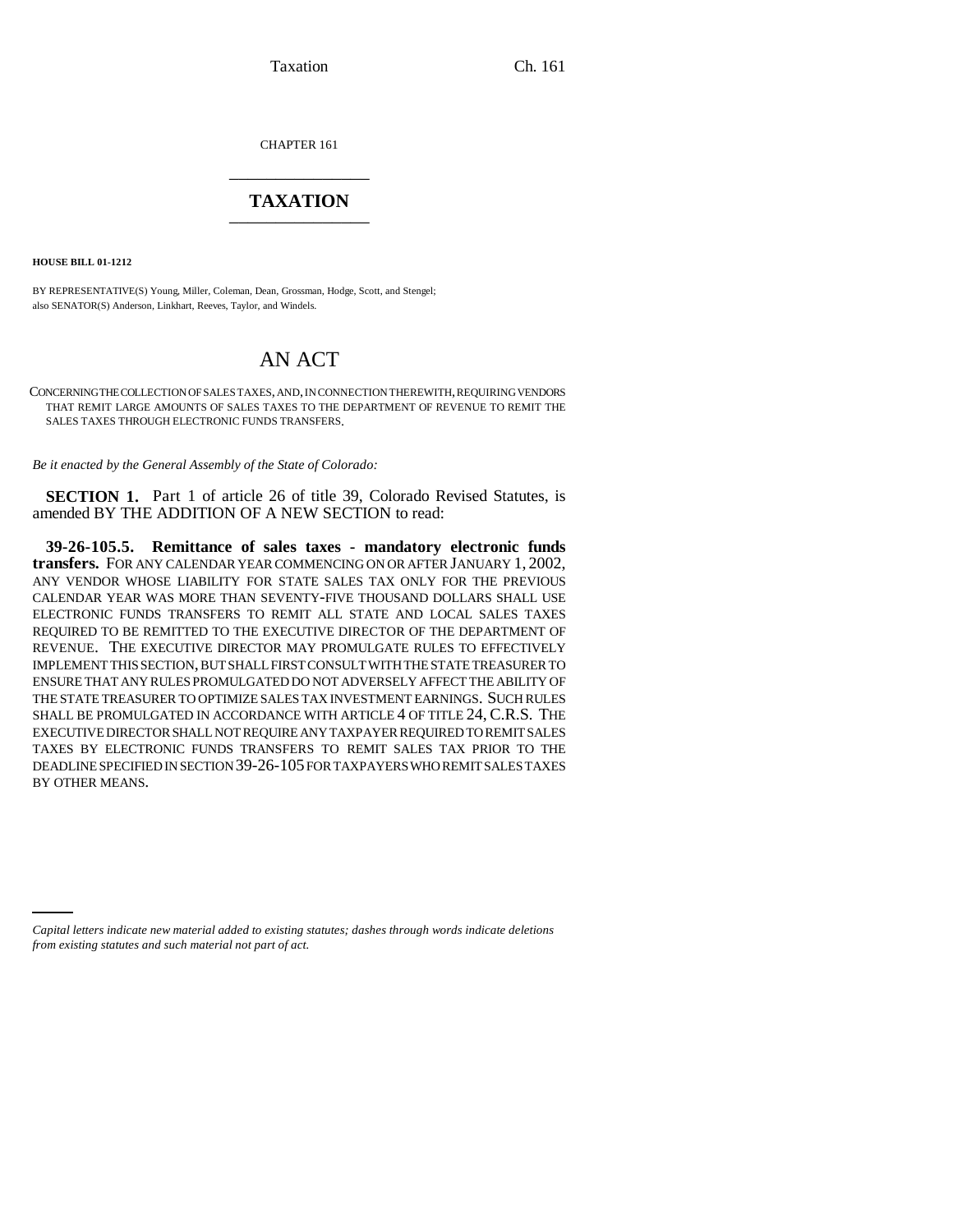CHAPTER 161

# TAXATION

**HOUSE BILL 01-1212**

BY REPRESENTATIVE(S) Young, Miller, Coleman, Dean, Grossman, Hodge, Scott, and Stengel;
also SENATOR(S) Anderson, Linkhart, Reeves, Taylor, and Windels.

## AN ACT

CONCERNING THE COLLECTION OF SALES TAXES, AND, IN CONNECTION THEREWITH, REQUIRING VENDORS THAT REMIT LARGE AMOUNTS OF SALES TAXES TO THE DEPARTMENT OF REVENUE TO REMIT THE SALES TAXES THROUGH ELECTRONIC FUNDS TRANSFERS.

*Be it enacted by the General Assembly of the State of Colorado:*

**SECTION 1.** Part 1 of article 26 of title 39, Colorado Revised Statutes, is amended BY THE ADDITION OF A NEW SECTION to read:

**39-26-105.5. Remittance of sales taxes - mandatory electronic funds transfers.** FOR ANY CALENDAR YEAR COMMENCING ON OR AFTER JANUARY 1, 2002, ANY VENDOR WHOSE LIABILITY FOR STATE SALES TAX ONLY FOR THE PREVIOUS CALENDAR YEAR WAS MORE THAN SEVENTY-FIVE THOUSAND DOLLARS SHALL USE ELECTRONIC FUNDS TRANSFERS TO REMIT ALL STATE AND LOCAL SALES TAXES REQUIRED TO BE REMITTED TO THE EXECUTIVE DIRECTOR OF THE DEPARTMENT OF REVENUE. THE EXECUTIVE DIRECTOR MAY PROMULGATE RULES TO EFFECTIVELY IMPLEMENT THIS SECTION, BUT SHALL FIRST CONSULT WITH THE STATE TREASURER TO ENSURE THAT ANY RULES PROMULGATED DO NOT ADVERSELY AFFECT THE ABILITY OF THE STATE TREASURER TO OPTIMIZE SALES TAX INVESTMENT EARNINGS. SUCH RULES SHALL BE PROMULGATED IN ACCORDANCE WITH ARTICLE 4 OF TITLE 24, C.R.S. THE EXECUTIVE DIRECTOR SHALL NOT REQUIRE ANY TAXPAYER REQUIRED TO REMIT SALES TAXES BY ELECTRONIC FUNDS TRANSFERS TO REMIT SALES TAX PRIOR TO THE DEADLINE SPECIFIED IN SECTION 39-26-105 FOR TAXPAYERS WHO REMIT SALES TAXES BY OTHER MEANS.

*Capital letters indicate new material added to existing statutes; dashes through words indicate deletions from existing statutes and such material not part of act.*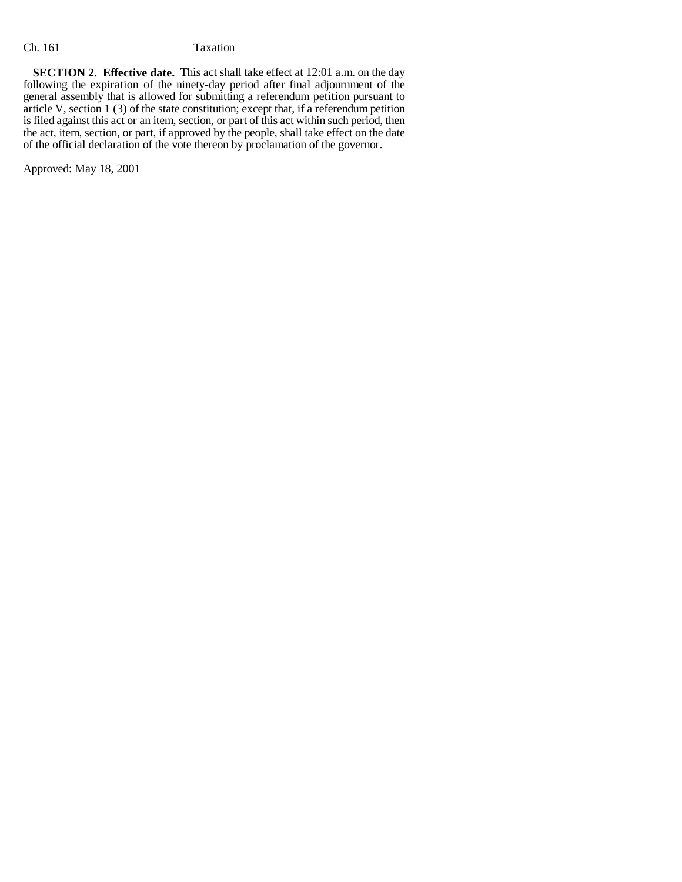**SECTION 2. Effective date.** This act shall take effect at 12:01 a.m. on the day following the expiration of the ninety-day period after final adjournment of the general assembly that is allowed for submitting a referendum petition pursuant to article V, section 1 (3) of the state constitution; except that, if a referendum petition is filed against this act or an item, section, or part of this act within such period, then the act, item, section, or part, if approved by the people, shall take effect on the date of the official declaration of the vote thereon by proclamation of the governor.

Approved: May 18, 2001